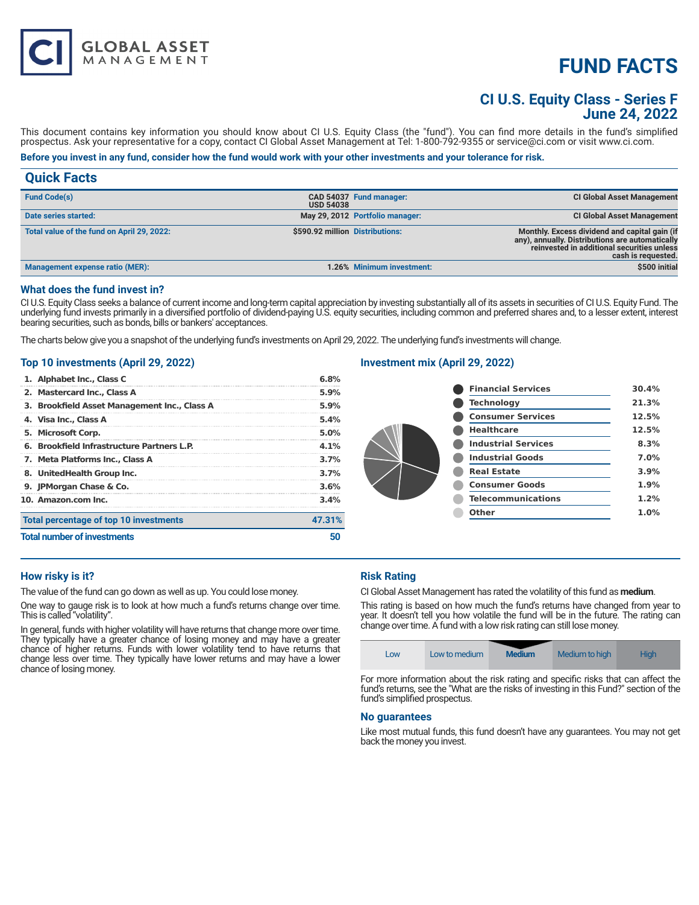# FUND FACTS

## CI U.S. Equity Class - Series F
## June 24, 2022

CI GLOBAL ASSET MANAGEMENT

This document contains key information you should know about CI U.S. Equity Class (the "fund"). You can find more details in the fund's simplified prospectus. Ask your representative for a copy, contact CI Global Asset Management at Tel: 1-800-792-9355 or service@ci.com or visit www.ci.com.

**Before you invest in any fund, consider how the fund would work with your other investments and your tolerance for risk.**

## Quick Facts

| | | | |
|---|---|---|---|
| **Fund Code(s)** | **CAD 54037 USD 54038** | **Fund manager:** | **CI Global Asset Management** |
| **Date series started:** | **May 29, 2012** | **Portfolio manager:** | **CI Global Asset Management** |
| **Total value of the fund on April 29, 2022:** | **$590.92 million** | **Distributions:** | **Monthly. Excess dividend and capital gain (if any), annually. Distributions are automatically reinvested in additional securities unless cash is requested.** |
| **Management expense ratio (MER):** | **1.26%** | **Minimum investment:** | **$500 initial** |

### What does the fund invest in?

CI U.S. Equity Class seeks a balance of current income and long-term capital appreciation by investing substantially all of its assets in securities of CI U.S. Equity Fund. The underlying fund invests primarily in a diversified portfolio of dividend-paying U.S. equity securities, including common and preferred shares and, to a lesser extent, interest bearing securities, such as bonds, bills or bankers' acceptances.

The charts below give you a snapshot of the underlying fund's investments on April 29, 2022. The underlying fund's investments will change.

### Top 10 investments (April 29, 2022)

| | |
|---|---|
| 1. Alphabet Inc., Class C | 6.8% |
| 2. Mastercard Inc., Class A | 5.9% |
| 3. Brookfield Asset Management Inc., Class A | 5.9% |
| 4. Visa Inc., Class A | 5.4% |
| 5. Microsoft Corp. | 5.0% |
| 6. Brookfield Infrastructure Partners L.P. | 4.1% |
| 7. Meta Platforms Inc., Class A | 3.7% |
| 8. UnitedHealth Group Inc. | 3.7% |
| 9. JPMorgan Chase & Co. | 3.6% |
| 10. Amazon.com Inc. | 3.4% |
| **Total percentage of top 10 investments** | **47.31%** |
| **Total number of investments** | **50** |

### Investment mix (April 29, 2022)

| | |
|---|---|
| Financial Services | 30.4% |
| Technology | 21.3% |
| Consumer Services | 12.5% |
| Healthcare | 12.5% |
| Industrial Services | 8.3% |
| Industrial Goods | 7.0% |
| Real Estate | 3.9% |
| Consumer Goods | 1.9% |
| Telecommunications | 1.2% |
| Other | 1.0% |

### How risky is it?

The value of the fund can go down as well as up. You could lose money.

One way to gauge risk is to look at how much a fund's returns change over time. This is called "volatility".

In general, funds with higher volatility will have returns that change more over time. They typically have a greater chance of losing money and may have a greater chance of higher returns. Funds with lower volatility tend to have returns that change less over time. They typically have lower returns and may have a lower chance of losing money.

### Risk Rating

CI Global Asset Management has rated the volatility of this fund as **medium**.

This rating is based on how much the fund's returns have changed from year to year. It doesn't tell you how volatile the fund will be in the future. The rating can change over time. A fund with a low risk rating can still lose money.

| Low | Low to medium | **Medium** | Medium to high | High |
|---|---|---|---|---|

For more information about the risk rating and specific risks that can affect the fund's returns, see the "What are the risks of investing in this Fund?" section of the fund's simplified prospectus.

### No guarantees

Like most mutual funds, this fund doesn't have any guarantees. You may not get back the money you invest.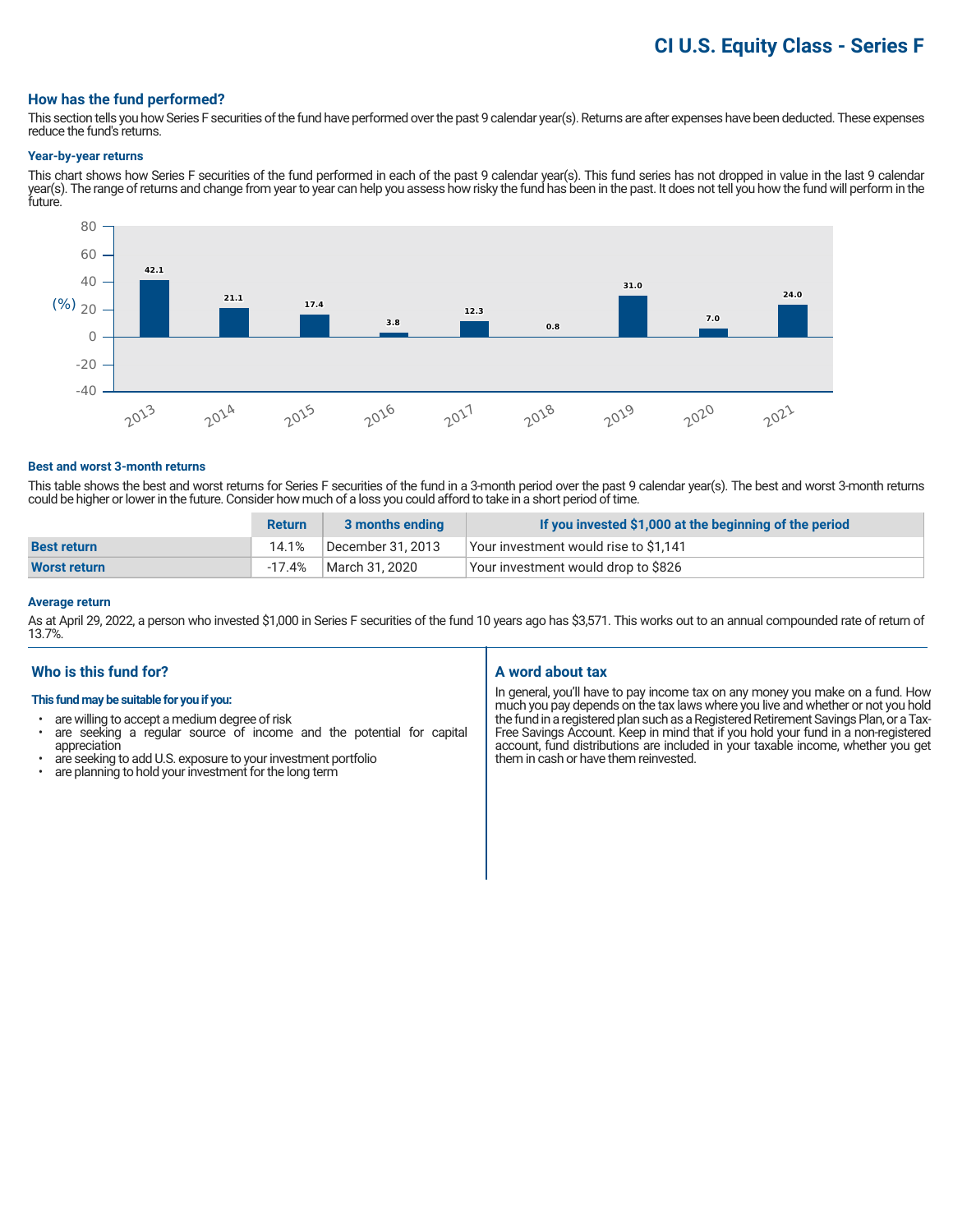# CI U.S. Equity Class - Series F

## How has the fund performed?

This section tells you how Series F securities of the fund have performed over the past 9 calendar year(s). Returns are after expenses have been deducted. These expenses reduce the fund's returns.

### Year-by-year returns

This chart shows how Series F securities of the fund performed in each of the past 9 calendar year(s). This fund series has not dropped in value in the last 9 calendar year(s). The range of returns and change from year to year can help you assess how risky the fund has been in the past. It does not tell you how the fund will perform in the future.

| Year | 2013 | 2014 | 2015 | 2016 | 2017 | 2018 | 2019 | 2020 | 2021 |
|---|---|---|---|---|---|---|---|---|---|
| (%) | 42.1 | 21.1 | 17.4 | 3.8 | 12.3 | 0.8 | 31.0 | 7.0 | 24.0 |

### Best and worst 3-month returns

This table shows the best and worst returns for Series F securities of the fund in a 3-month period over the past 9 calendar year(s). The best and worst 3-month returns could be higher or lower in the future. Consider how much of a loss you could afford to take in a short period of time.

| | Return | 3 months ending | If you invested $1,000 at the beginning of the period |
|---|---|---|---|
| **Best return** | 14.1% | December 31, 2013 | Your investment would rise to $1,141 |
| **Worst return** | -17.4% | March 31, 2020 | Your investment would drop to $826 |

### Average return

As at April 29, 2022, a person who invested $1,000 in Series F securities of the fund 10 years ago has $3,571. This works out to an annual compounded rate of return of 13.7%.

## Who is this fund for?

**This fund may be suitable for you if you:**

- are willing to accept a medium degree of risk
- are seeking a regular source of income and the potential for capital appreciation
- are seeking to add U.S. exposure to your investment portfolio
- are planning to hold your investment for the long term

## A word about tax

In general, you'll have to pay income tax on any money you make on a fund. How much you pay depends on the tax laws where you live and whether or not you hold the fund in a registered plan such as a Registered Retirement Savings Plan, or a Tax-Free Savings Account. Keep in mind that if you hold your fund in a non-registered account, fund distributions are included in your taxable income, whether you get them in cash or have them reinvested.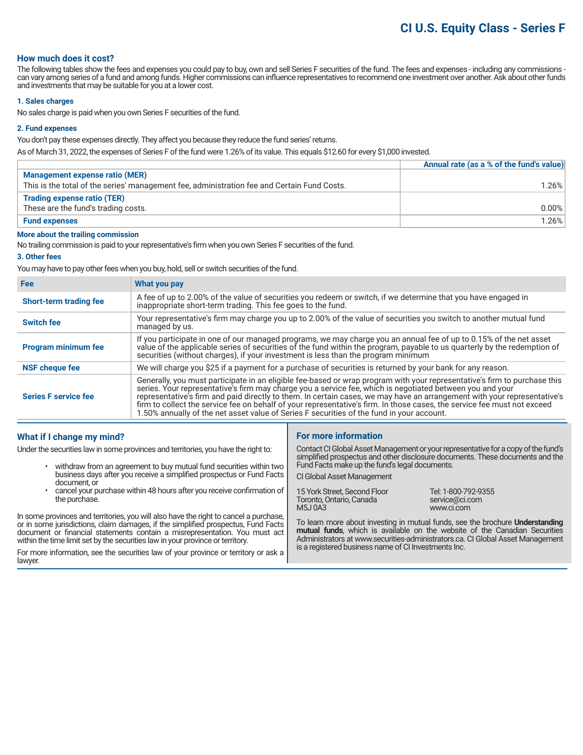# CI U.S. Equity Class - Series F

## How much does it cost?

The following tables show the fees and expenses you could pay to buy, own and sell Series F securities of the fund. The fees and expenses - including any commissions - can vary among series of a fund and among funds. Higher commissions can influence representatives to recommend one investment over another. Ask about other funds and investments that may be suitable for you at a lower cost.

### 1. Sales charges

No sales charge is paid when you own Series F securities of the fund.

### 2. Fund expenses

You don't pay these expenses directly. They affect you because they reduce the fund series' returns.

As of March 31, 2022, the expenses of Series F of the fund were 1.26% of its value. This equals $12.60 for every $1,000 invested.

| | Annual rate (as a % of the fund's value) |
|---|---|
| **Management expense ratio (MER)**<br>This is the total of the series' management fee, administration fee and Certain Fund Costs. | 1.26% |
| **Trading expense ratio (TER)**<br>These are the fund's trading costs. | 0.00% |
| **Fund expenses** | 1.26% |

#### More about the trailing commission

No trailing commission is paid to your representative's firm when you own Series F securities of the fund.

### 3. Other fees

You may have to pay other fees when you buy, hold, sell or switch securities of the fund.

| Fee | What you pay |
|---|---|
| **Short-term trading fee** | A fee of up to 2.00% of the value of securities you redeem or switch, if we determine that you have engaged in inappropriate short-term trading. This fee goes to the fund. |
| **Switch fee** | Your representative's firm may charge you up to 2.00% of the value of securities you switch to another mutual fund managed by us. |
| **Program minimum fee** | If you participate in one of our managed programs, we may charge you an annual fee of up to 0.15% of the net asset value of the applicable series of securities of the fund within the program, payable to us quarterly by the redemption of securities (without charges), if your investment is less than the program minimum |
| **NSF cheque fee** | We will charge you $25 if a payment for a purchase of securities is returned by your bank for any reason. |
| **Series F service fee** | Generally, you must participate in an eligible fee-based or wrap program with your representative's firm to purchase this series. Your representative's firm may charge you a service fee, which is negotiated between you and your representative's firm and paid directly to them. In certain cases, we may have an arrangement with your representative's firm to collect the service fee on behalf of your representative's firm. In those cases, the service fee must not exceed 1.50% annually of the net asset value of Series F securities of the fund in your account. |

## What if I change my mind?

Under the securities law in some provinces and territories, you have the right to:

- withdraw from an agreement to buy mutual fund securities within two business days after you receive a simplified prospectus or Fund Facts document, or
- cancel your purchase within 48 hours after you receive confirmation of the purchase.

In some provinces and territories, you will also have the right to cancel a purchase, or in some jurisdictions, claim damages, if the simplified prospectus, Fund Facts document or financial statements contain a misrepresentation. You must act within the time limit set by the securities law in your province or territory.

For more information, see the securities law of your province or territory or ask a lawyer.

## For more information

Contact CI Global Asset Management or your representative for a copy of the fund's simplified prospectus and other disclosure documents. These documents and the Fund Facts make up the fund's legal documents.

CI Global Asset Management

15 York Street, Second Floor
Toronto, Ontario, Canada
M5J 0A3

Tel: 1-800-792-9355
service@ci.com
www.ci.com

To learn more about investing in mutual funds, see the brochure **Understanding mutual funds**, which is available on the website of the Canadian Securities Administrators at www.securities-administrators.ca. CI Global Asset Management is a registered business name of CI Investments Inc.